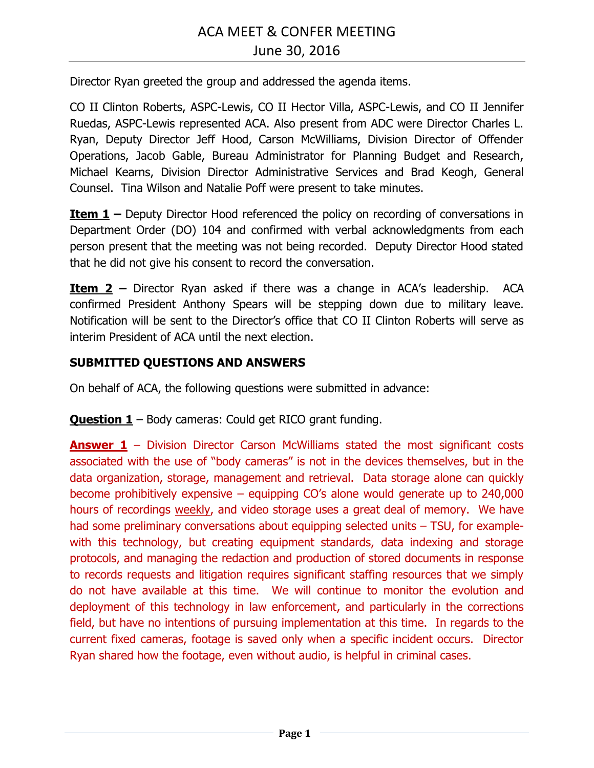# ACA MEET & CONFER MEETING

## June 30, 2016

Director Ryan greeted the group and addressed the agenda items.

CO II Clinton Roberts, ASPC-Lewis, CO II Hector Villa, ASPC-Lewis, and CO II Jennifer Ruedas, ASPC-Lewis represented ACA. Also present from ADC were Director Charles L. Ryan, Deputy Director Jeff Hood, Carson McWilliams, Division Director of Offender Operations, Jacob Gable, Bureau Administrator for Planning Budget and Research, Michael Kearns, Division Director Administrative Services and Brad Keogh, General Counsel. Tina Wilson and Natalie Poff were present to take minutes.

**Item 1 –** Deputy Director Hood referenced the policy on recording of conversations in Department Order (DO) 104 and confirmed with verbal acknowledgments from each person present that the meeting was not being recorded. Deputy Director Hood stated that he did not give his consent to record the conversation.

**Item 2 –** Director Ryan asked if there was a change in ACA's leadership. ACA confirmed President Anthony Spears will be stepping down due to military leave. Notification will be sent to the Director's office that CO II Clinton Roberts will serve as interim President of ACA until the next election.

**SUBMITTED QUESTIONS AND ANSWERS**

On behalf of ACA, the following questions were submitted in advance:

**Question 1** – Body cameras: Could get RICO grant funding.

**Answer 1** – Division Director Carson McWilliams stated the most significant costs associated with the use of "body cameras" is not in the devices themselves, but in the data organization, storage, management and retrieval. Data storage alone can quickly become prohibitively expensive – equipping CO's alone would generate up to 240,000 hours of recordings weekly, and video storage uses a great deal of memory. We have had some preliminary conversations about equipping selected units – TSU, for example-with this technology, but creating equipment standards, data indexing and storage protocols, and managing the redaction and production of stored documents in response to records requests and litigation requires significant staffing resources that we simply do not have available at this time. We will continue to monitor the evolution and deployment of this technology in law enforcement, and particularly in the corrections field, but have no intentions of pursuing implementation at this time. In regards to the current fixed cameras, footage is saved only when a specific incident occurs. Director Ryan shared how the footage, even without audio, is helpful in criminal cases.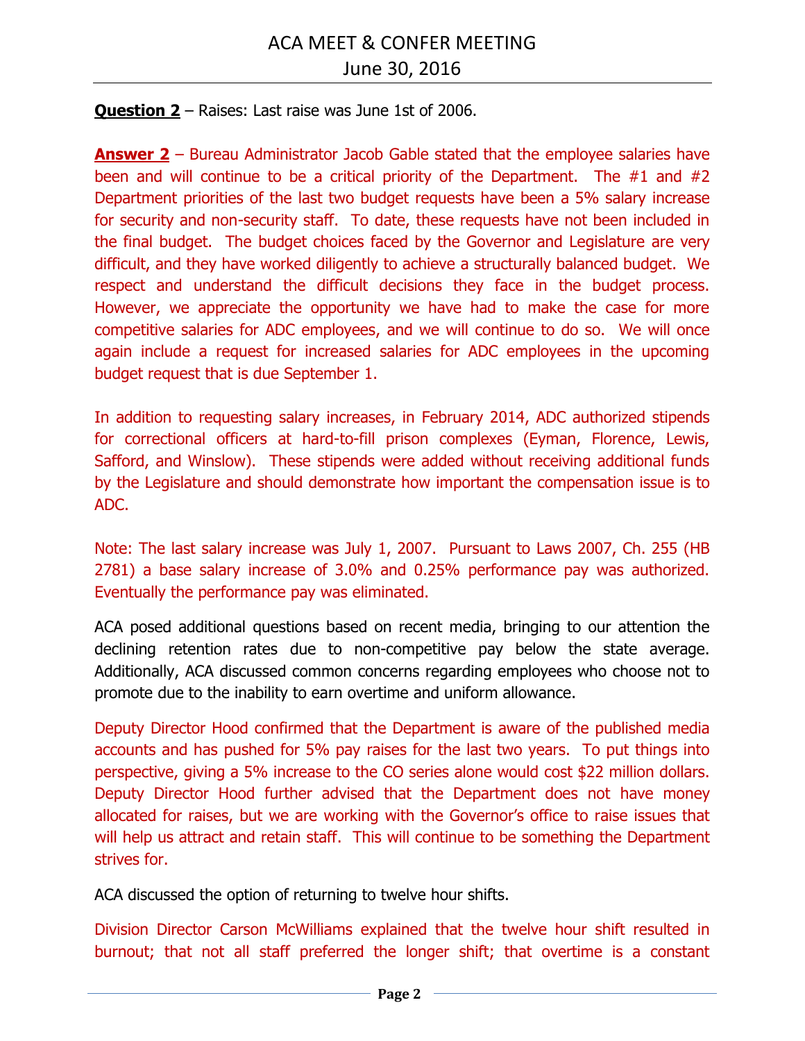**Question 2** – Raises: Last raise was June 1st of 2006.

**Answer 2** – Bureau Administrator Jacob Gable stated that the employee salaries have been and will continue to be a critical priority of the Department. The #1 and #2 Department priorities of the last two budget requests have been a 5% salary increase for security and non-security staff. To date, these requests have not been included in the final budget. The budget choices faced by the Governor and Legislature are very difficult, and they have worked diligently to achieve a structurally balanced budget. We respect and understand the difficult decisions they face in the budget process. However, we appreciate the opportunity we have had to make the case for more competitive salaries for ADC employees, and we will continue to do so. We will once again include a request for increased salaries for ADC employees in the upcoming budget request that is due September 1.

In addition to requesting salary increases, in February 2014, ADC authorized stipends for correctional officers at hard-to-fill prison complexes (Eyman, Florence, Lewis, Safford, and Winslow). These stipends were added without receiving additional funds by the Legislature and should demonstrate how important the compensation issue is to ADC.

Note: The last salary increase was July 1, 2007. Pursuant to Laws 2007, Ch. 255 (HB 2781) a base salary increase of 3.0% and 0.25% performance pay was authorized. Eventually the performance pay was eliminated.

ACA posed additional questions based on recent media, bringing to our attention the declining retention rates due to non-competitive pay below the state average. Additionally, ACA discussed common concerns regarding employees who choose not to promote due to the inability to earn overtime and uniform allowance.

Deputy Director Hood confirmed that the Department is aware of the published media accounts and has pushed for 5% pay raises for the last two years. To put things into perspective, giving a 5% increase to the CO series alone would cost $22 million dollars. Deputy Director Hood further advised that the Department does not have money allocated for raises, but we are working with the Governor's office to raise issues that will help us attract and retain staff. This will continue to be something the Department strives for.

ACA discussed the option of returning to twelve hour shifts.

Division Director Carson McWilliams explained that the twelve hour shift resulted in burnout; that not all staff preferred the longer shift; that overtime is a constant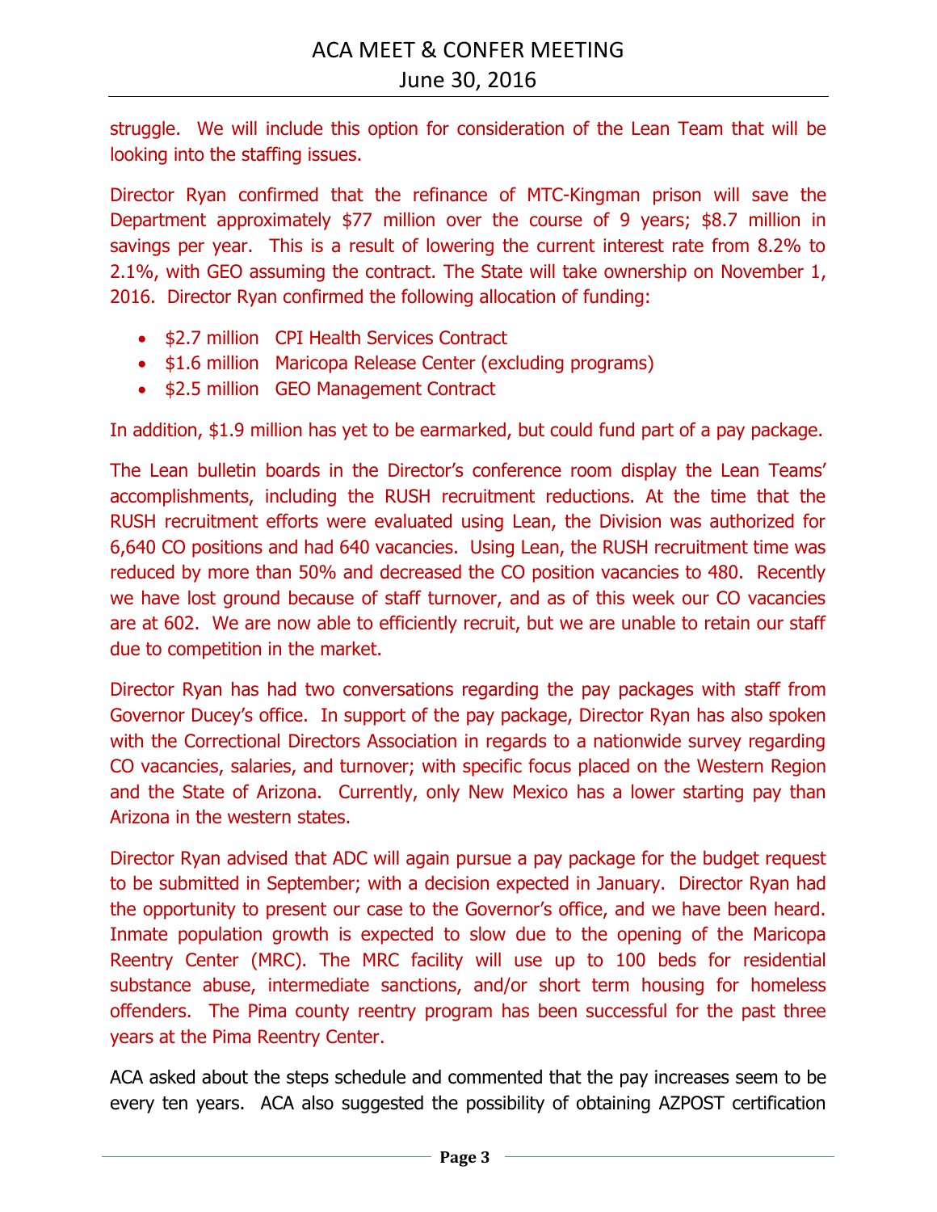struggle. We will include this option for consideration of the Lean Team that will be looking into the staffing issues.

Director Ryan confirmed that the refinance of MTC-Kingman prison will save the Department approximately $77 million over the course of 9 years; $8.7 million in savings per year. This is a result of lowering the current interest rate from 8.2% to 2.1%, with GEO assuming the contract. The State will take ownership on November 1, 2016. Director Ryan confirmed the following allocation of funding:

- $2.7 million CPI Health Services Contract
- $1.6 million Maricopa Release Center (excluding programs)
- $2.5 million GEO Management Contract

In addition, $1.9 million has yet to be earmarked, but could fund part of a pay package.

The Lean bulletin boards in the Director's conference room display the Lean Teams' accomplishments, including the RUSH recruitment reductions. At the time that the RUSH recruitment efforts were evaluated using Lean, the Division was authorized for 6,640 CO positions and had 640 vacancies. Using Lean, the RUSH recruitment time was reduced by more than 50% and decreased the CO position vacancies to 480. Recently we have lost ground because of staff turnover, and as of this week our CO vacancies are at 602. We are now able to efficiently recruit, but we are unable to retain our staff due to competition in the market.

Director Ryan has had two conversations regarding the pay packages with staff from Governor Ducey's office. In support of the pay package, Director Ryan has also spoken with the Correctional Directors Association in regards to a nationwide survey regarding CO vacancies, salaries, and turnover; with specific focus placed on the Western Region and the State of Arizona. Currently, only New Mexico has a lower starting pay than Arizona in the western states.

Director Ryan advised that ADC will again pursue a pay package for the budget request to be submitted in September; with a decision expected in January. Director Ryan had the opportunity to present our case to the Governor's office, and we have been heard. Inmate population growth is expected to slow due to the opening of the Maricopa Reentry Center (MRC). The MRC facility will use up to 100 beds for residential substance abuse, intermediate sanctions, and/or short term housing for homeless offenders. The Pima county reentry program has been successful for the past three years at the Pima Reentry Center.

ACA asked about the steps schedule and commented that the pay increases seem to be every ten years. ACA also suggested the possibility of obtaining AZPOST certification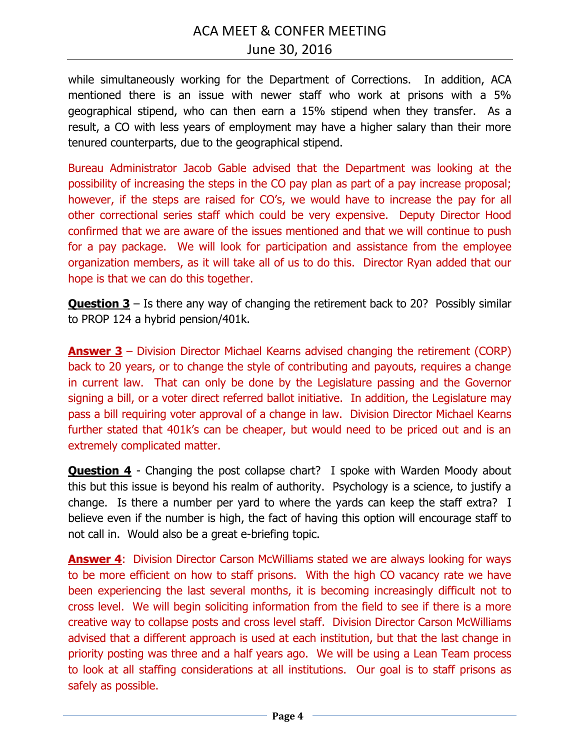while simultaneously working for the Department of Corrections. In addition, ACA mentioned there is an issue with newer staff who work at prisons with a 5% geographical stipend, who can then earn a 15% stipend when they transfer. As a result, a CO with less years of employment may have a higher salary than their more tenured counterparts, due to the geographical stipend.

Bureau Administrator Jacob Gable advised that the Department was looking at the possibility of increasing the steps in the CO pay plan as part of a pay increase proposal; however, if the steps are raised for CO's, we would have to increase the pay for all other correctional series staff which could be very expensive. Deputy Director Hood confirmed that we are aware of the issues mentioned and that we will continue to push for a pay package. We will look for participation and assistance from the employee organization members, as it will take all of us to do this. Director Ryan added that our hope is that we can do this together.

**<u>Question 3</u>** – Is there any way of changing the retirement back to 20? Possibly similar to PROP 124 a hybrid pension/401k.

**<u>Answer 3</u>** – Division Director Michael Kearns advised changing the retirement (CORP) back to 20 years, or to change the style of contributing and payouts, requires a change in current law. That can only be done by the Legislature passing and the Governor signing a bill, or a voter direct referred ballot initiative. In addition, the Legislature may pass a bill requiring voter approval of a change in law. Division Director Michael Kearns further stated that 401k's can be cheaper, but would need to be priced out and is an extremely complicated matter.

**<u>Question 4</u>** - Changing the post collapse chart? I spoke with Warden Moody about this but this issue is beyond his realm of authority. Psychology is a science, to justify a change. Is there a number per yard to where the yards can keep the staff extra? I believe even if the number is high, the fact of having this option will encourage staff to not call in. Would also be a great e-briefing topic.

**<u>Answer 4</u>**: Division Director Carson McWilliams stated we are always looking for ways to be more efficient on how to staff prisons. With the high CO vacancy rate we have been experiencing the last several months, it is becoming increasingly difficult not to cross level. We will begin soliciting information from the field to see if there is a more creative way to collapse posts and cross level staff. Division Director Carson McWilliams advised that a different approach is used at each institution, but that the last change in priority posting was three and a half years ago. We will be using a Lean Team process to look at all staffing considerations at all institutions. Our goal is to staff prisons as safely as possible.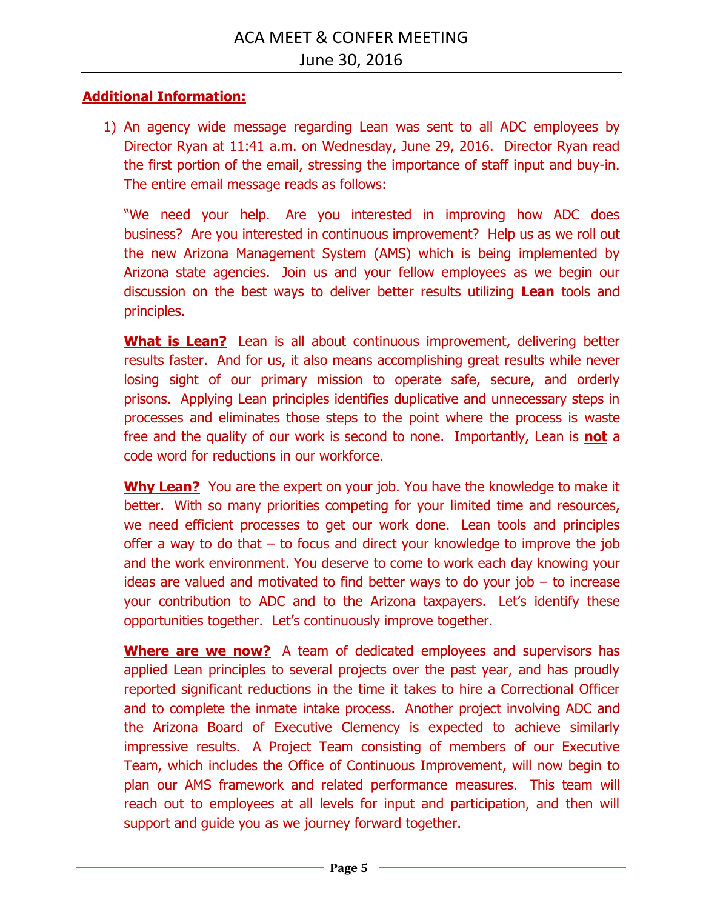**Additional Information:**

1) An agency wide message regarding Lean was sent to all ADC employees by Director Ryan at 11:41 a.m. on Wednesday, June 29, 2016. Director Ryan read the first portion of the email, stressing the importance of staff input and buy-in. The entire email message reads as follows:

   "We need your help. Are you interested in improving how ADC does business? Are you interested in continuous improvement? Help us as we roll out the new Arizona Management System (AMS) which is being implemented by Arizona state agencies. Join us and your fellow employees as we begin our discussion on the best ways to deliver better results utilizing **Lean** tools and principles.

   **What is Lean?** Lean is all about continuous improvement, delivering better results faster. And for us, it also means accomplishing great results while never losing sight of our primary mission to operate safe, secure, and orderly prisons. Applying Lean principles identifies duplicative and unnecessary steps in processes and eliminates those steps to the point where the process is waste free and the quality of our work is second to none. Importantly, Lean is **not** a code word for reductions in our workforce.

   **Why Lean?** You are the expert on your job. You have the knowledge to make it better. With so many priorities competing for your limited time and resources, we need efficient processes to get our work done. Lean tools and principles offer a way to do that – to focus and direct your knowledge to improve the job and the work environment. You deserve to come to work each day knowing your ideas are valued and motivated to find better ways to do your job – to increase your contribution to ADC and to the Arizona taxpayers. Let's identify these opportunities together. Let's continuously improve together.

   **Where are we now?** A team of dedicated employees and supervisors has applied Lean principles to several projects over the past year, and has proudly reported significant reductions in the time it takes to hire a Correctional Officer and to complete the inmate intake process. Another project involving ADC and the Arizona Board of Executive Clemency is expected to achieve similarly impressive results. A Project Team consisting of members of our Executive Team, which includes the Office of Continuous Improvement, will now begin to plan our AMS framework and related performance measures. This team will reach out to employees at all levels for input and participation, and then will support and guide you as we journey forward together.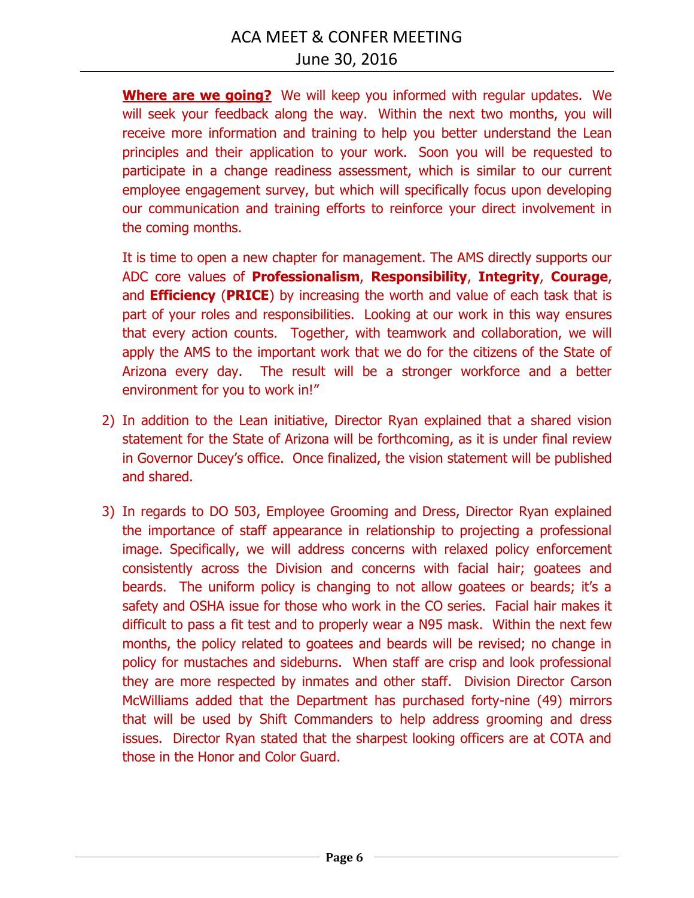**Where are we going?** We will keep you informed with regular updates. We will seek your feedback along the way. Within the next two months, you will receive more information and training to help you better understand the Lean principles and their application to your work. Soon you will be requested to participate in a change readiness assessment, which is similar to our current employee engagement survey, but which will specifically focus upon developing our communication and training efforts to reinforce your direct involvement in the coming months.

It is time to open a new chapter for management. The AMS directly supports our ADC core values of **Professionalism**, **Responsibility**, **Integrity**, **Courage**, and **Efficiency** (**PRICE**) by increasing the worth and value of each task that is part of your roles and responsibilities. Looking at our work in this way ensures that every action counts. Together, with teamwork and collaboration, we will apply the AMS to the important work that we do for the citizens of the State of Arizona every day. The result will be a stronger workforce and a better environment for you to work in!"

2) In addition to the Lean initiative, Director Ryan explained that a shared vision statement for the State of Arizona will be forthcoming, as it is under final review in Governor Ducey's office. Once finalized, the vision statement will be published and shared.

3) In regards to DO 503, Employee Grooming and Dress, Director Ryan explained the importance of staff appearance in relationship to projecting a professional image. Specifically, we will address concerns with relaxed policy enforcement consistently across the Division and concerns with facial hair; goatees and beards. The uniform policy is changing to not allow goatees or beards; it's a safety and OSHA issue for those who work in the CO series. Facial hair makes it difficult to pass a fit test and to properly wear a N95 mask. Within the next few months, the policy related to goatees and beards will be revised; no change in policy for mustaches and sideburns. When staff are crisp and look professional they are more respected by inmates and other staff. Division Director Carson McWilliams added that the Department has purchased forty-nine (49) mirrors that will be used by Shift Commanders to help address grooming and dress issues. Director Ryan stated that the sharpest looking officers are at COTA and those in the Honor and Color Guard.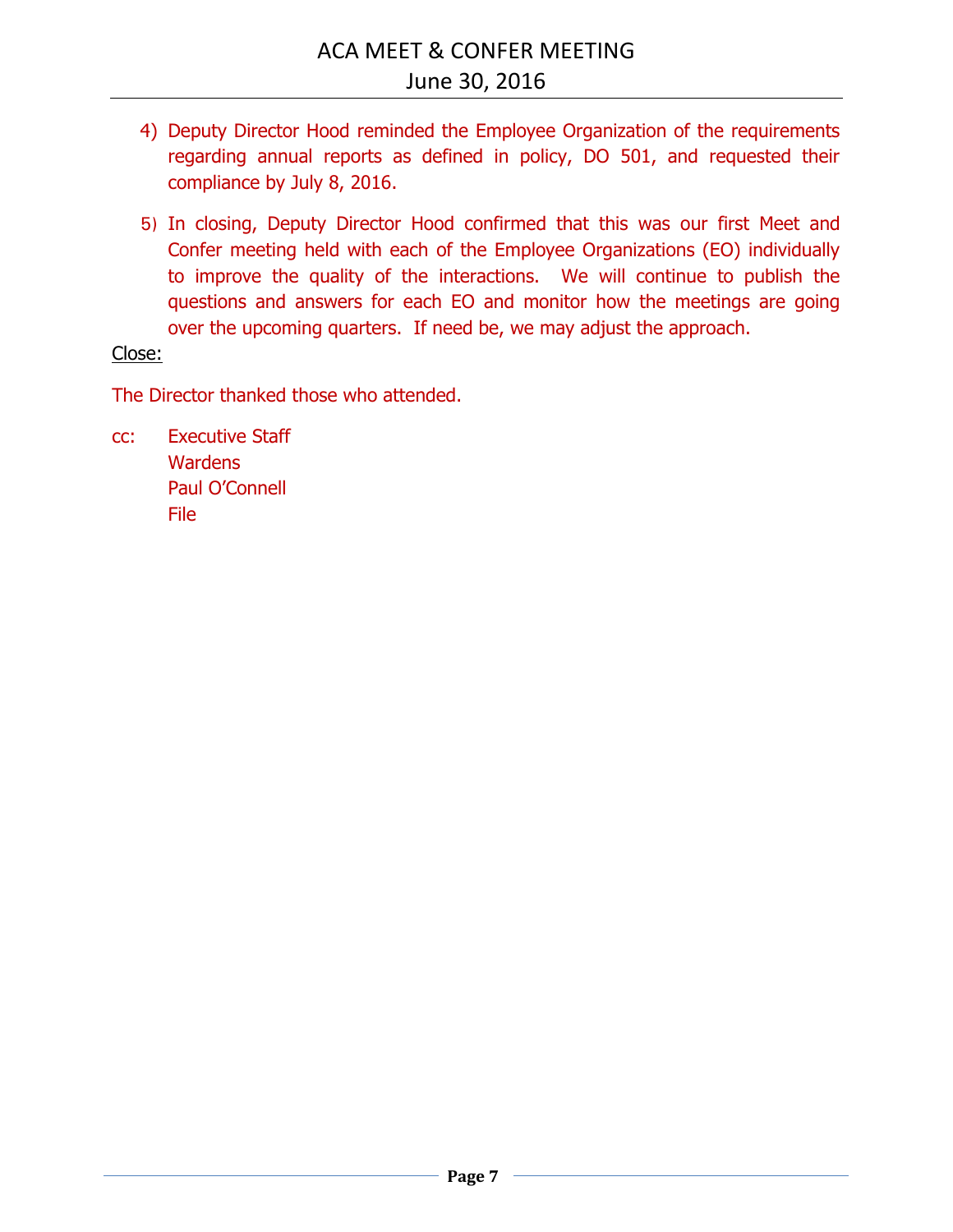4) Deputy Director Hood reminded the Employee Organization of the requirements regarding annual reports as defined in policy, DO 501, and requested their compliance by July 8, 2016.

5) In closing, Deputy Director Hood confirmed that this was our first Meet and Confer meeting held with each of the Employee Organizations (EO) individually to improve the quality of the interactions. We will continue to publish the questions and answers for each EO and monitor how the meetings are going over the upcoming quarters. If need be, we may adjust the approach.

<u>Close:</u>

The Director thanked those who attended.

cc: Executive Staff
Wardens
Paul O'Connell
File